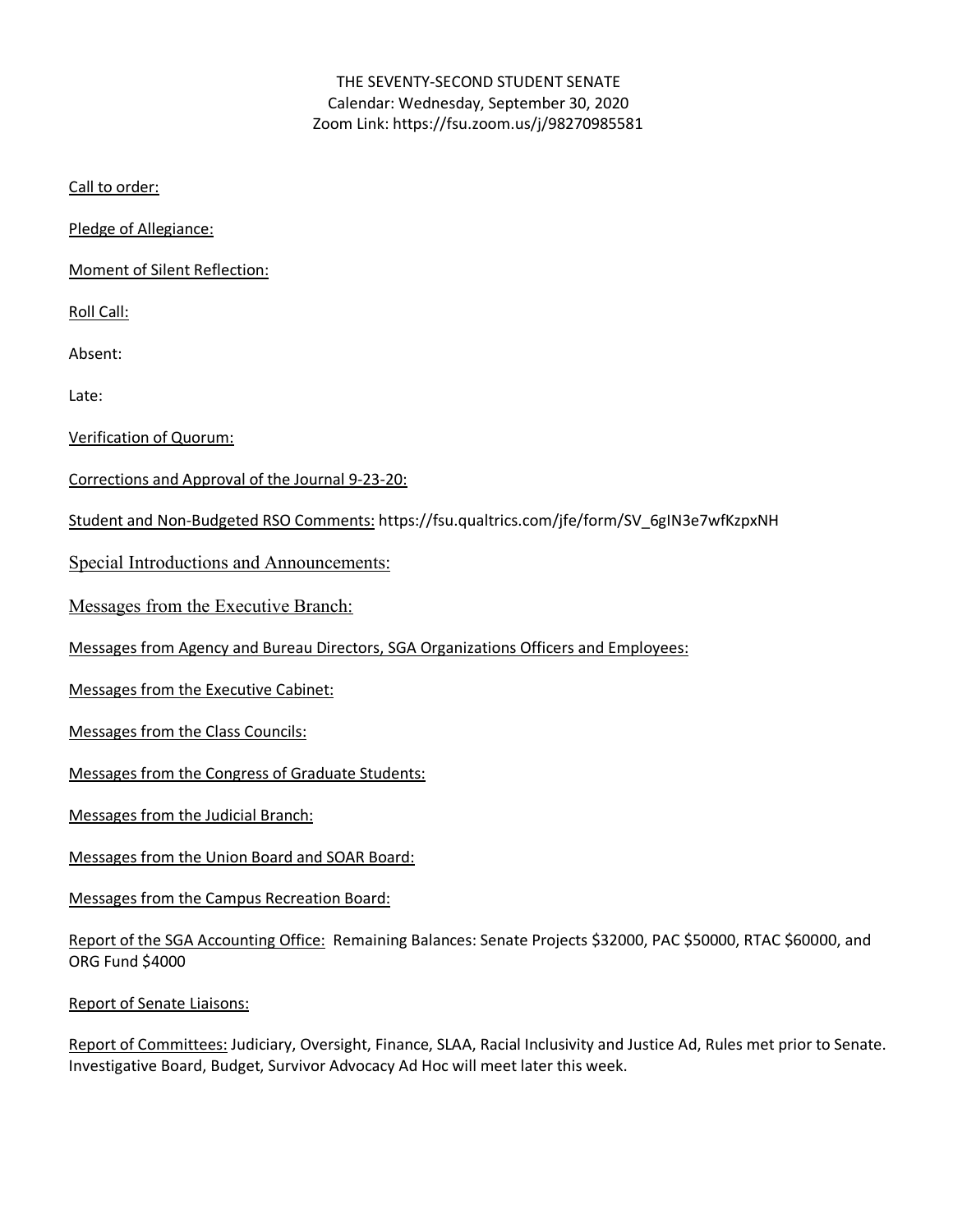THE SEVENTY-SECOND STUDENT SENATE
Calendar: Wednesday, September 30, 2020
Zoom Link: https://fsu.zoom.us/j/98270985581

Call to order:

Pledge of Allegiance:

Moment of Silent Reflection:

Roll Call:

Absent:

Late:

Verification of Quorum:

Corrections and Approval of the Journal 9-23-20:

Student and Non-Budgeted RSO Comments: https://fsu.qualtrics.com/jfe/form/SV_6gIN3e7wfKzpxNH

Special Introductions and Announcements:

Messages from the Executive Branch:

Messages from Agency and Bureau Directors, SGA Organizations Officers and Employees:

Messages from the Executive Cabinet:

Messages from the Class Councils:

Messages from the Congress of Graduate Students:

Messages from the Judicial Branch:

Messages from the Union Board and SOAR Board:

Messages from the Campus Recreation Board:

Report of the SGA Accounting Office: Remaining Balances: Senate Projects $32000, PAC $50000, RTAC $60000, and ORG Fund $4000

Report of Senate Liaisons:

Report of Committees: Judiciary, Oversight, Finance, SLAA, Racial Inclusivity and Justice Ad, Rules met prior to Senate. Investigative Board, Budget, Survivor Advocacy Ad Hoc will meet later this week.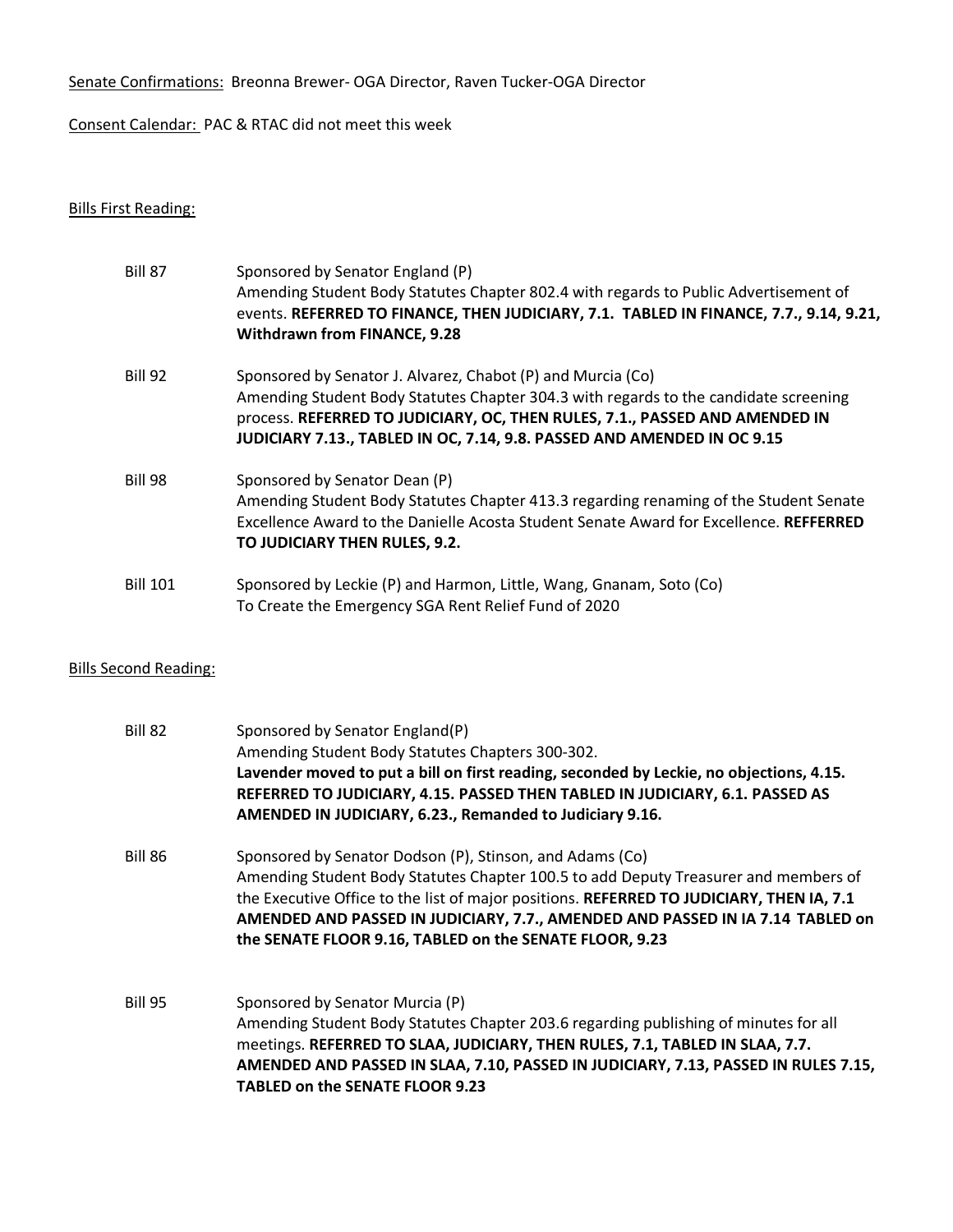Senate Confirmations: Breonna Brewer- OGA Director, Raven Tucker-OGA Director

Consent Calendar: PAC & RTAC did not meet this week

Bills First Reading:

Bill 87 Sponsored by Senator England (P)
Amending Student Body Statutes Chapter 802.4 with regards to Public Advertisement of events. **REFERRED TO FINANCE, THEN JUDICIARY, 7.1. TABLED IN FINANCE, 7.7., 9.14, 9.21, Withdrawn from FINANCE, 9.28**

Bill 92 Sponsored by Senator J. Alvarez, Chabot (P) and Murcia (Co)
Amending Student Body Statutes Chapter 304.3 with regards to the candidate screening process. **REFERRED TO JUDICIARY, OC, THEN RULES, 7.1., PASSED AND AMENDED IN JUDICIARY 7.13., TABLED IN OC, 7.14, 9.8. PASSED AND AMENDED IN OC 9.15**

Bill 98 Sponsored by Senator Dean (P)
Amending Student Body Statutes Chapter 413.3 regarding renaming of the Student Senate Excellence Award to the Danielle Acosta Student Senate Award for Excellence. **REFFERRED TO JUDICIARY THEN RULES, 9.2.**

Bill 101 Sponsored by Leckie (P) and Harmon, Little, Wang, Gnanam, Soto (Co)
To Create the Emergency SGA Rent Relief Fund of 2020

Bills Second Reading:

Bill 82 Sponsored by Senator England(P)
Amending Student Body Statutes Chapters 300-302.
**Lavender moved to put a bill on first reading, seconded by Leckie, no objections, 4.15. REFERRED TO JUDICIARY, 4.15. PASSED THEN TABLED IN JUDICIARY, 6.1. PASSED AS AMENDED IN JUDICIARY, 6.23., Remanded to Judiciary 9.16.**

Bill 86 Sponsored by Senator Dodson (P), Stinson, and Adams (Co)
Amending Student Body Statutes Chapter 100.5 to add Deputy Treasurer and members of the Executive Office to the list of major positions. **REFERRED TO JUDICIARY, THEN IA, 7.1 AMENDED AND PASSED IN JUDICIARY, 7.7., AMENDED AND PASSED IN IA 7.14 TABLED on the SENATE FLOOR 9.16, TABLED on the SENATE FLOOR, 9.23**

Bill 95 Sponsored by Senator Murcia (P)
Amending Student Body Statutes Chapter 203.6 regarding publishing of minutes for all meetings. **REFERRED TO SLAA, JUDICIARY, THEN RULES, 7.1, TABLED IN SLAA, 7.7. AMENDED AND PASSED IN SLAA, 7.10, PASSED IN JUDICIARY, 7.13, PASSED IN RULES 7.15, TABLED on the SENATE FLOOR 9.23**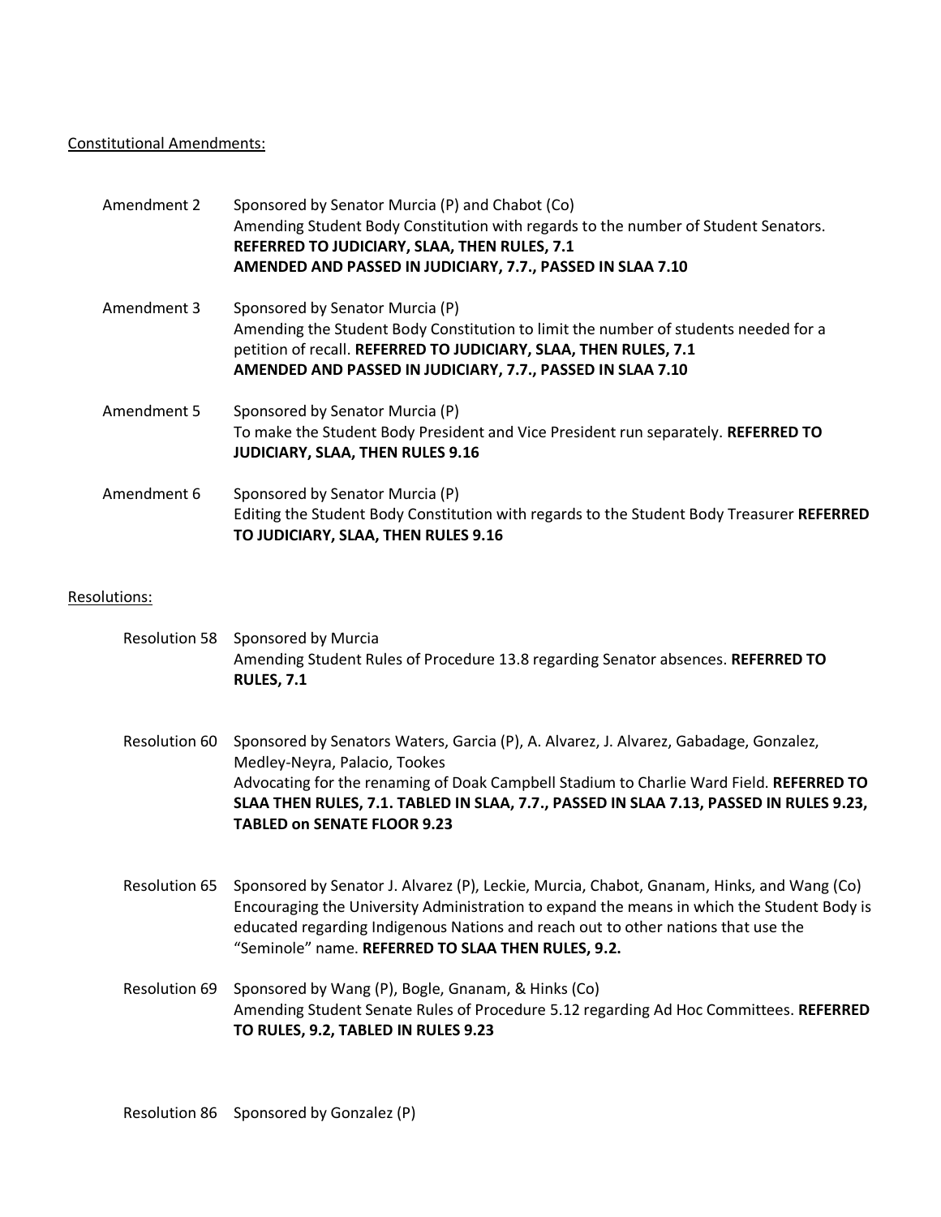Constitutional Amendments:

Amendment 2 Sponsored by Senator Murcia (P) and Chabot (Co)
Amending Student Body Constitution with regards to the number of Student Senators.
**REFERRED TO JUDICIARY, SLAA, THEN RULES, 7.1**
**AMENDED AND PASSED IN JUDICIARY, 7.7., PASSED IN SLAA 7.10**

Amendment 3 Sponsored by Senator Murcia (P)
Amending the Student Body Constitution to limit the number of students needed for a petition of recall. **REFERRED TO JUDICIARY, SLAA, THEN RULES, 7.1**
**AMENDED AND PASSED IN JUDICIARY, 7.7., PASSED IN SLAA 7.10**

Amendment 5 Sponsored by Senator Murcia (P)
To make the Student Body President and Vice President run separately. **REFERRED TO JUDICIARY, SLAA, THEN RULES 9.16**

Amendment 6 Sponsored by Senator Murcia (P)
Editing the Student Body Constitution with regards to the Student Body Treasurer **REFERRED TO JUDICIARY, SLAA, THEN RULES 9.16**

Resolutions:

Resolution 58 Sponsored by Murcia
Amending Student Rules of Procedure 13.8 regarding Senator absences. **REFERRED TO RULES, 7.1**

Resolution 60 Sponsored by Senators Waters, Garcia (P), A. Alvarez, J. Alvarez, Gabadage, Gonzalez, Medley-Neyra, Palacio, Tookes
Advocating for the renaming of Doak Campbell Stadium to Charlie Ward Field. **REFERRED TO SLAA THEN RULES, 7.1. TABLED IN SLAA, 7.7., PASSED IN SLAA 7.13, PASSED IN RULES 9.23, TABLED on SENATE FLOOR 9.23**

Resolution 65 Sponsored by Senator J. Alvarez (P), Leckie, Murcia, Chabot, Gnanam, Hinks, and Wang (Co)
Encouraging the University Administration to expand the means in which the Student Body is educated regarding Indigenous Nations and reach out to other nations that use the "Seminole" name. **REFERRED TO SLAA THEN RULES, 9.2.**

Resolution 69 Sponsored by Wang (P), Bogle, Gnanam, & Hinks (Co)
Amending Student Senate Rules of Procedure 5.12 regarding Ad Hoc Committees. **REFERRED TO RULES, 9.2, TABLED IN RULES 9.23**

Resolution 86 Sponsored by Gonzalez (P)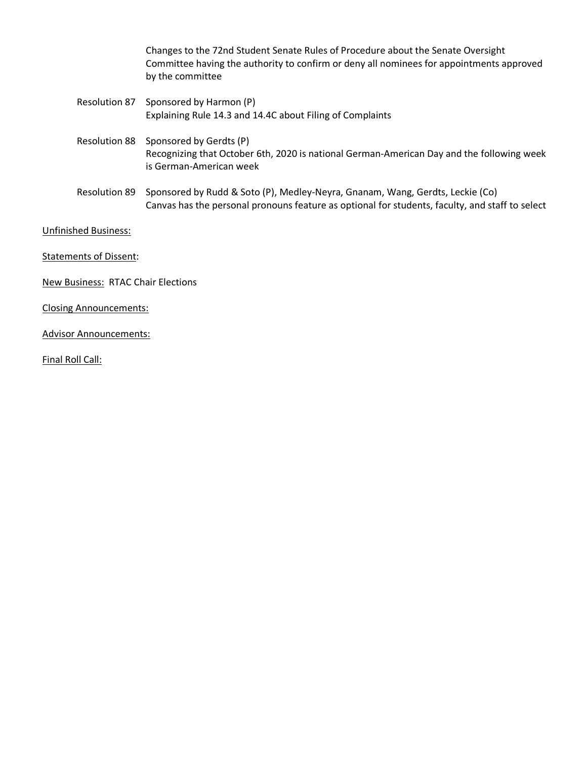Changes to the 72nd Student Senate Rules of Procedure about the Senate Oversight Committee having the authority to confirm or deny all nominees for appointments approved by the committee

Resolution 87 Sponsored by Harmon (P)
Explaining Rule 14.3 and 14.4C about Filing of Complaints

Resolution 88 Sponsored by Gerdts (P)
Recognizing that October 6th, 2020 is national German-American Day and the following week is German-American week

Resolution 89 Sponsored by Rudd & Soto (P), Medley-Neyra, Gnanam, Wang, Gerdts, Leckie (Co)
Canvas has the personal pronouns feature as optional for students, faculty, and staff to select

<u>Unfinished Business:</u>

<u>Statements of Dissent</u>:

<u>New Business:</u> RTAC Chair Elections

<u>Closing Announcements:</u>

<u>Advisor Announcements:</u>

<u>Final Roll Call:</u>